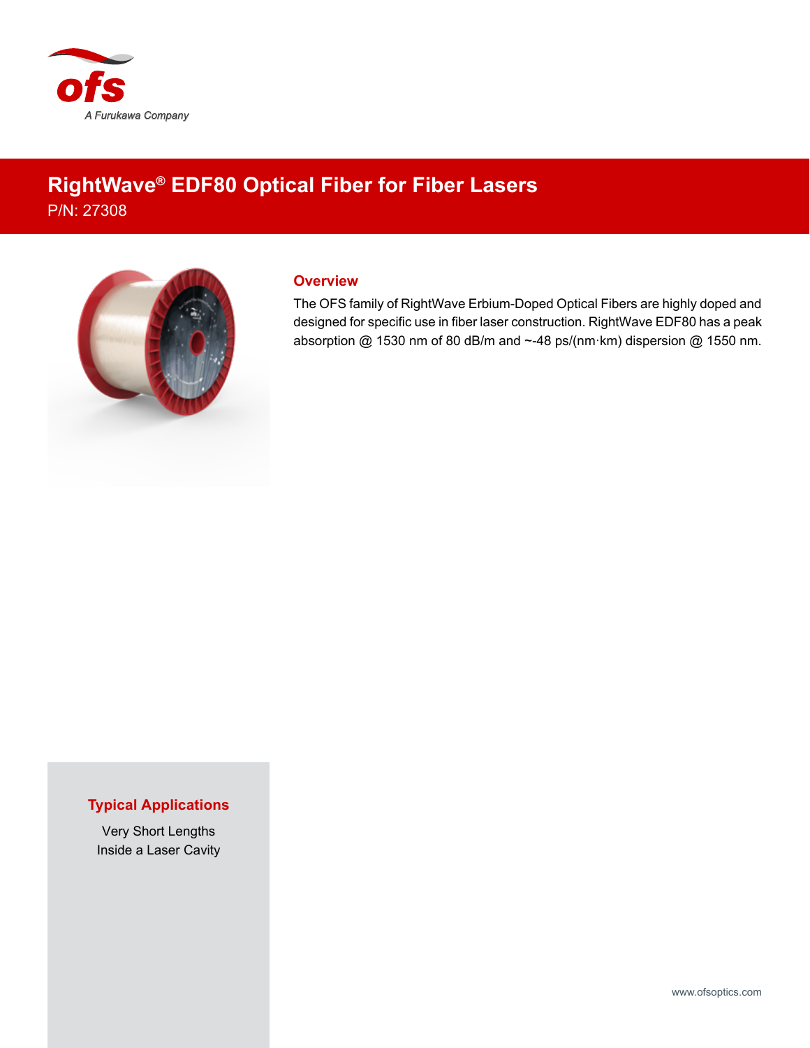ofs

A Furukawa Company

# RightWave® EDF80 Optical Fiber for Fiber Lasers

P/N: 27308

## Overview

The OFS family of RightWave Erbium-Doped Optical Fibers are highly doped and designed for specific use in fiber laser construction. RightWave EDF80 has a peak absorption @ 1530 nm of 80 dB/m and ~-48 ps/(nm·km) dispersion @ 1550 nm.

## Typical Applications

Very Short Lengths Inside a Laser Cavity

www.ofsoptics.com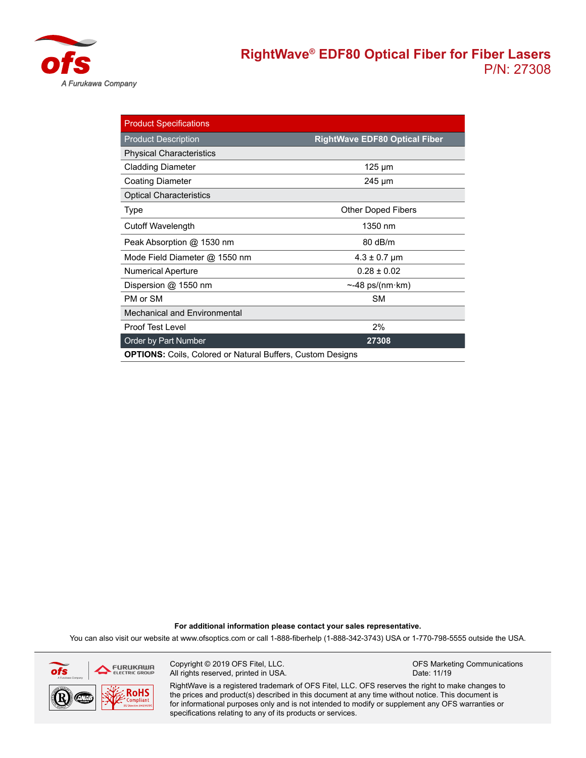# RightWave® EDF80 Optical Fiber for Fiber Lasers

## P/N: 27308

| Product Specifications | |
|---|---|
| Product Description | **RightWave EDF80 Optical Fiber** |
| Physical Characteristics | |
| Cladding Diameter | 125 μm |
| Coating Diameter | 245 μm |
| Optical Characteristics | |
| Type | Other Doped Fibers |
| Cutoff Wavelength | 1350 nm |
| Peak Absorption @ 1530 nm | 80 dB/m |
| Mode Field Diameter @ 1550 nm | 4.3 ± 0.7 μm |
| Numerical Aperture | 0.28 ± 0.02 |
| Dispersion @ 1550 nm | ~-48 ps/(nm·km) |
| PM or SM | SM |
| Mechanical and Environmental | |
| Proof Test Level | 2% |
| Order by Part Number | **27308** |
| **OPTIONS:** Coils, Colored or Natural Buffers, Custom Designs | |

**For additional information please contact your sales representative.**

You can also visit our website at www.ofsoptics.com or call 1-888-fiberhelp (1-888-342-3743) USA or 1-770-798-5555 outside the USA.

Copyright © 2019 OFS Fitel, LLC.
All rights reserved, printed in USA.

OFS Marketing Communications
Date: 11/19

RightWave is a registered trademark of OFS Fitel, LLC. OFS reserves the right to make changes to the prices and product(s) described in this document at any time without notice. This document is for informational purposes only and is not intended to modify or supplement any OFS warranties or specifications relating to any of its products or services.